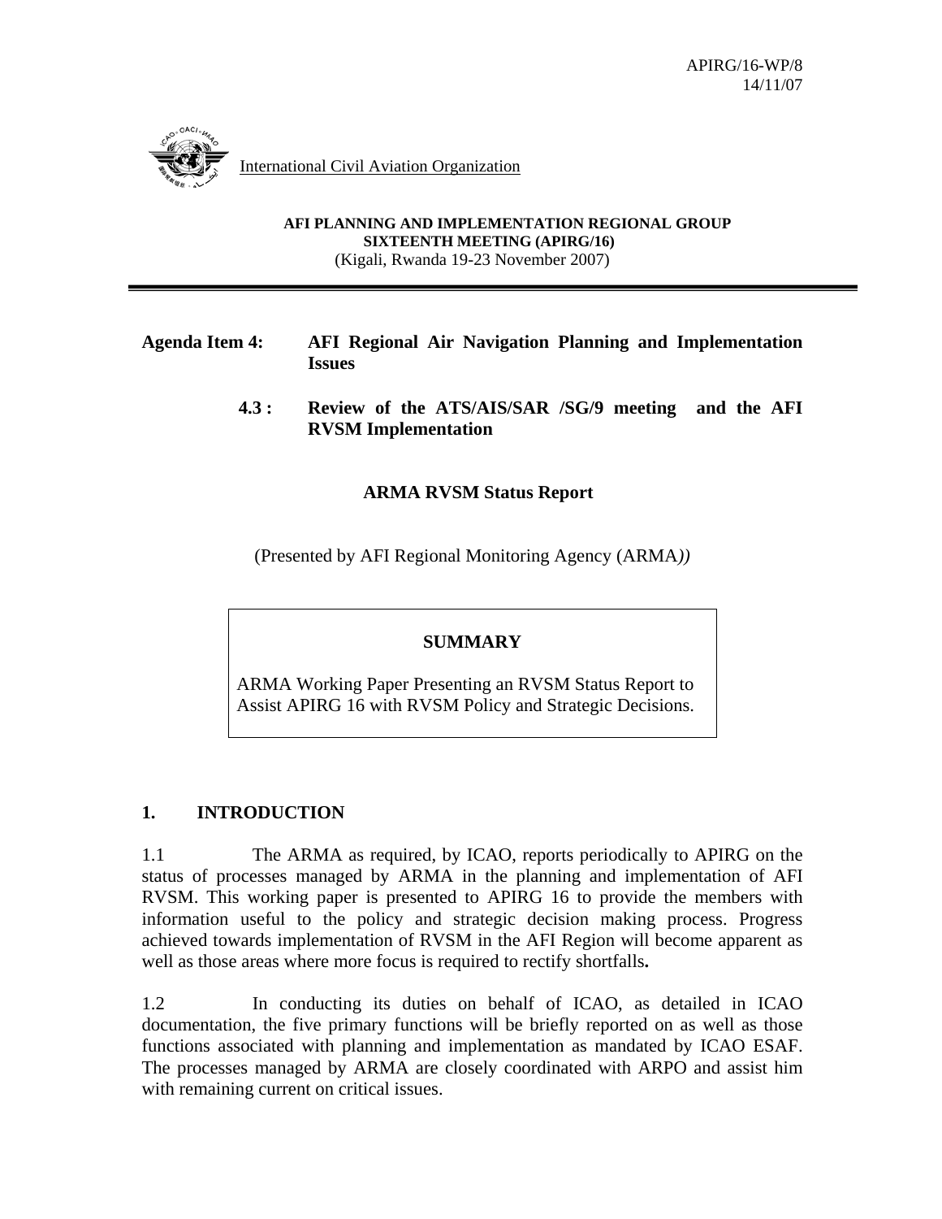APIRG/16-WP/8
14/11/07

International Civil Aviation Organization

**AFI PLANNING AND IMPLEMENTATION REGIONAL GROUP**
**SIXTEENTH MEETING (APIRG/16)**
(Kigali, Rwanda 19-23 November 2007)

**Agenda Item 4: AFI Regional Air Navigation Planning and Implementation Issues**

**4.3 : Review of the ATS/AIS/SAR /SG/9 meeting and the AFI RVSM Implementation**

**ARMA RVSM Status Report**

(Presented by AFI Regional Monitoring Agency (ARMA*))*

**SUMMARY**

ARMA Working Paper Presenting an RVSM Status Report to Assist APIRG 16 with RVSM Policy and Strategic Decisions.

## 1. INTRODUCTION

1.1 The ARMA as required, by ICAO, reports periodically to APIRG on the status of processes managed by ARMA in the planning and implementation of AFI RVSM. This working paper is presented to APIRG 16 to provide the members with information useful to the policy and strategic decision making process. Progress achieved towards implementation of RVSM in the AFI Region will become apparent as well as those areas where more focus is required to rectify shortfalls**.**

1.2 In conducting its duties on behalf of ICAO, as detailed in ICAO documentation, the five primary functions will be briefly reported on as well as those functions associated with planning and implementation as mandated by ICAO ESAF. The processes managed by ARMA are closely coordinated with ARPO and assist him with remaining current on critical issues.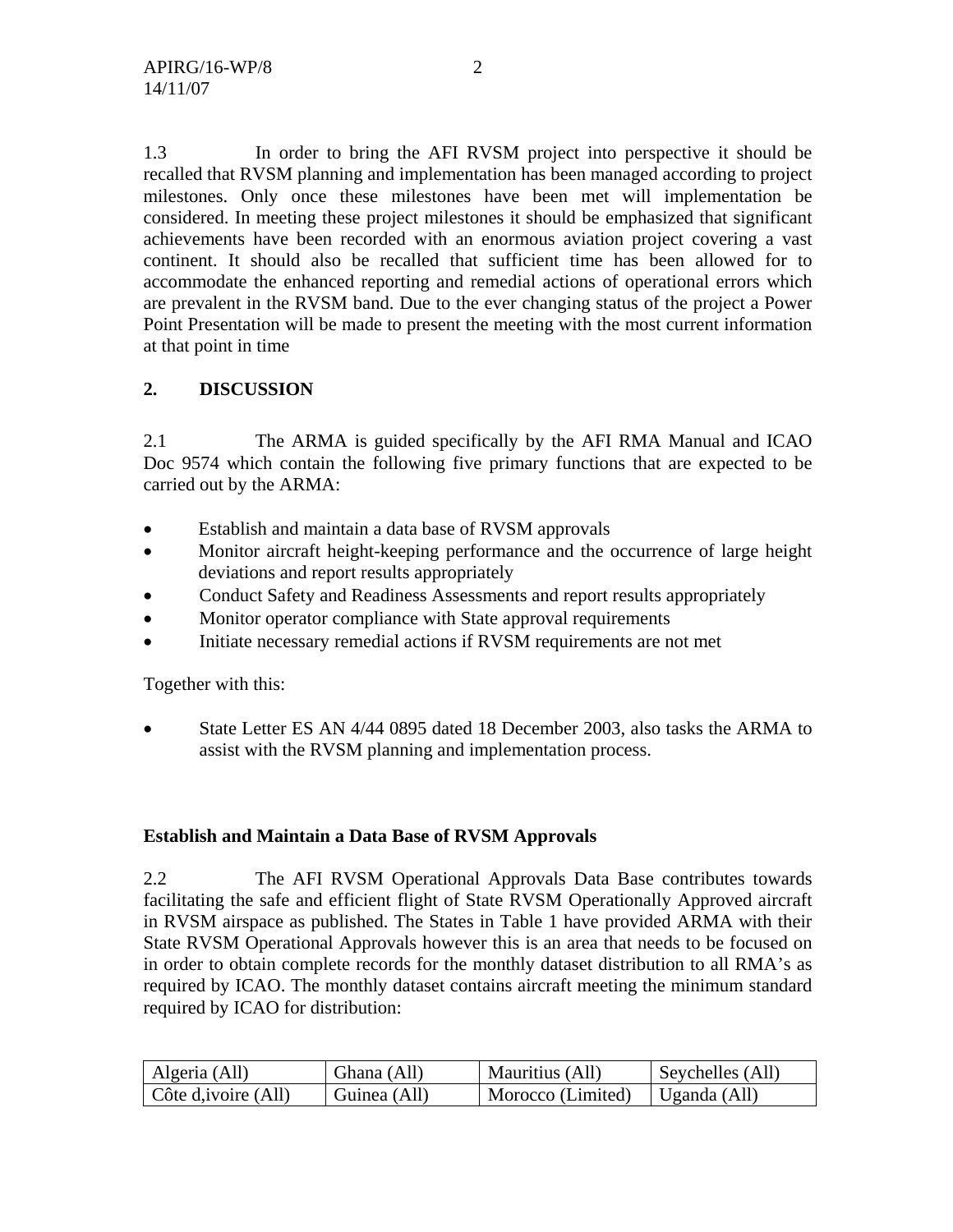1.3 In order to bring the AFI RVSM project into perspective it should be recalled that RVSM planning and implementation has been managed according to project milestones. Only once these milestones have been met will implementation be considered. In meeting these project milestones it should be emphasized that significant achievements have been recorded with an enormous aviation project covering a vast continent. It should also be recalled that sufficient time has been allowed for to accommodate the enhanced reporting and remedial actions of operational errors which are prevalent in the RVSM band. Due to the ever changing status of the project a Power Point Presentation will be made to present the meeting with the most current information at that point in time

## 2. DISCUSSION

2.1 The ARMA is guided specifically by the AFI RMA Manual and ICAO Doc 9574 which contain the following five primary functions that are expected to be carried out by the ARMA:

- Establish and maintain a data base of RVSM approvals
- Monitor aircraft height-keeping performance and the occurrence of large height deviations and report results appropriately
- Conduct Safety and Readiness Assessments and report results appropriately
- Monitor operator compliance with State approval requirements
- Initiate necessary remedial actions if RVSM requirements are not met

Together with this:

- State Letter ES AN 4/44 0895 dated 18 December 2003, also tasks the ARMA to assist with the RVSM planning and implementation process.

### Establish and Maintain a Data Base of RVSM Approvals

2.2 The AFI RVSM Operational Approvals Data Base contributes towards facilitating the safe and efficient flight of State RVSM Operationally Approved aircraft in RVSM airspace as published. The States in Table 1 have provided ARMA with their State RVSM Operational Approvals however this is an area that needs to be focused on in order to obtain complete records for the monthly dataset distribution to all RMA's as required by ICAO. The monthly dataset contains aircraft meeting the minimum standard required by ICAO for distribution:

| Algeria (All) | Ghana (All) | Mauritius (All) | Seychelles (All) |
|---|---|---|---|
| Côte d,ivoire (All) | Guinea (All) | Morocco (Limited) | Uganda (All) |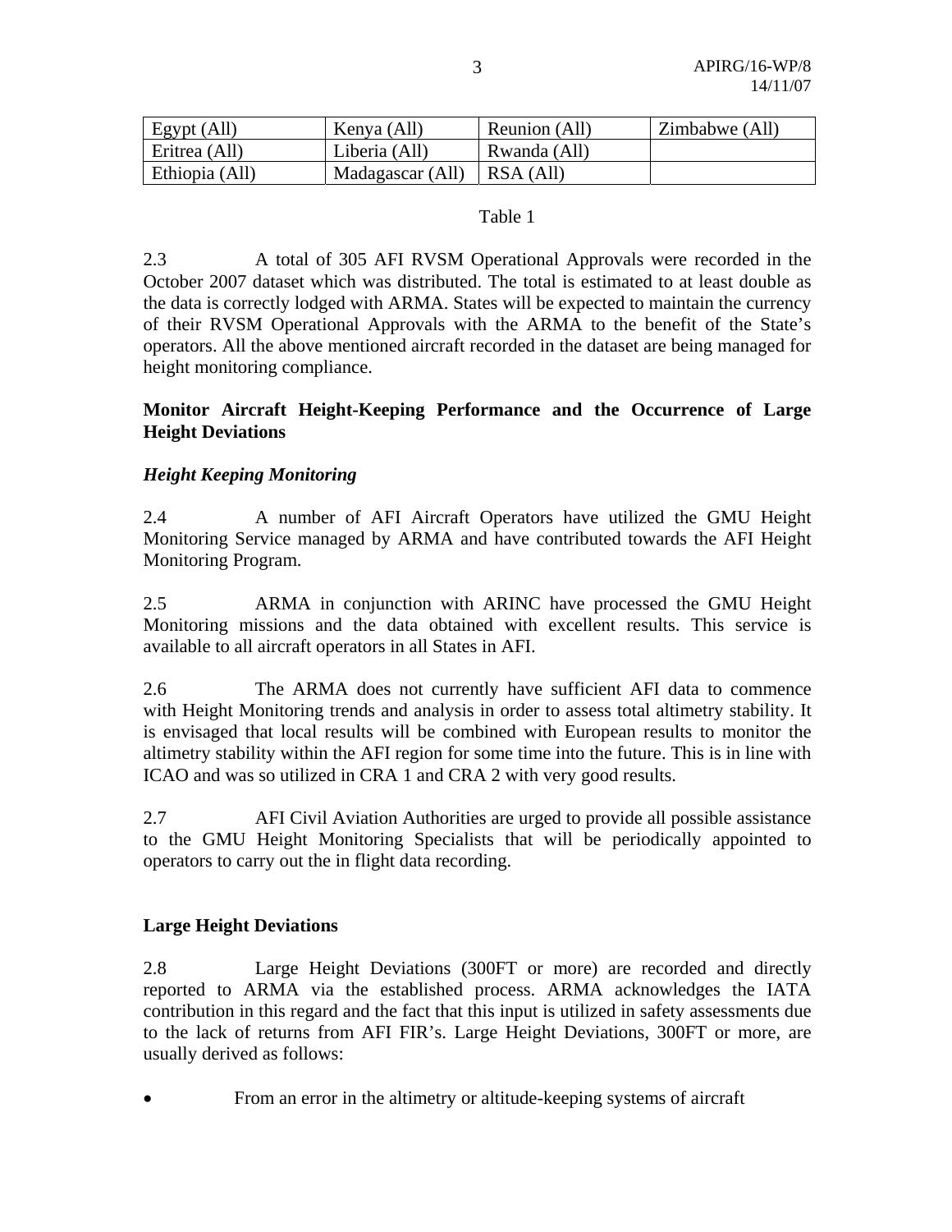| Egypt (All) | Kenya (All) | Reunion (All) | Zimbabwe (All) |
|---|---|---|---|
| Eritrea (All) | Liberia (All) | Rwanda (All) | |
| Ethiopia (All) | Madagascar (All) | RSA (All) | |

Table 1

2.3 A total of 305 AFI RVSM Operational Approvals were recorded in the October 2007 dataset which was distributed. The total is estimated to at least double as the data is correctly lodged with ARMA. States will be expected to maintain the currency of their RVSM Operational Approvals with the ARMA to the benefit of the State's operators. All the above mentioned aircraft recorded in the dataset are being managed for height monitoring compliance.

**Monitor Aircraft Height-Keeping Performance and the Occurrence of Large Height Deviations**

***Height Keeping Monitoring***

2.4 A number of AFI Aircraft Operators have utilized the GMU Height Monitoring Service managed by ARMA and have contributed towards the AFI Height Monitoring Program.

2.5 ARMA in conjunction with ARINC have processed the GMU Height Monitoring missions and the data obtained with excellent results. This service is available to all aircraft operators in all States in AFI.

2.6 The ARMA does not currently have sufficient AFI data to commence with Height Monitoring trends and analysis in order to assess total altimetry stability. It is envisaged that local results will be combined with European results to monitor the altimetry stability within the AFI region for some time into the future. This is in line with ICAO and was so utilized in CRA 1 and CRA 2 with very good results.

2.7 AFI Civil Aviation Authorities are urged to provide all possible assistance to the GMU Height Monitoring Specialists that will be periodically appointed to operators to carry out the in flight data recording.

**Large Height Deviations**

2.8 Large Height Deviations (300FT or more) are recorded and directly reported to ARMA via the established process. ARMA acknowledges the IATA contribution in this regard and the fact that this input is utilized in safety assessments due to the lack of returns from AFI FIR's. Large Height Deviations, 300FT or more, are usually derived as follows:

- From an error in the altimetry or altitude-keeping systems of aircraft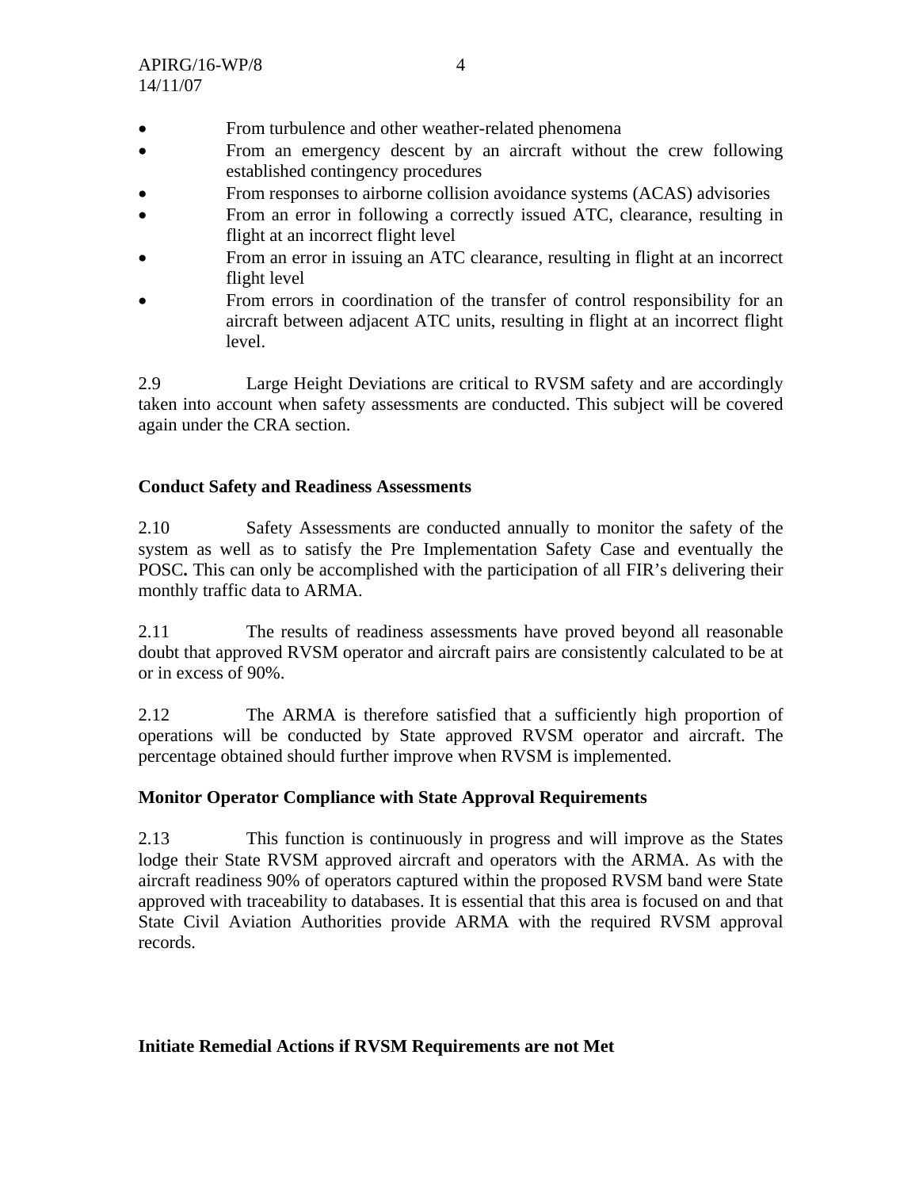- From turbulence and other weather-related phenomena
- From an emergency descent by an aircraft without the crew following established contingency procedures
- From responses to airborne collision avoidance systems (ACAS) advisories
- From an error in following a correctly issued ATC, clearance, resulting in flight at an incorrect flight level
- From an error in issuing an ATC clearance, resulting in flight at an incorrect flight level
- From errors in coordination of the transfer of control responsibility for an aircraft between adjacent ATC units, resulting in flight at an incorrect flight level.

2.9 Large Height Deviations are critical to RVSM safety and are accordingly taken into account when safety assessments are conducted. This subject will be covered again under the CRA section.

**Conduct Safety and Readiness Assessments**

2.10 Safety Assessments are conducted annually to monitor the safety of the system as well as to satisfy the Pre Implementation Safety Case and eventually the POSC**.** This can only be accomplished with the participation of all FIR's delivering their monthly traffic data to ARMA.

2.11 The results of readiness assessments have proved beyond all reasonable doubt that approved RVSM operator and aircraft pairs are consistently calculated to be at or in excess of 90%.

2.12 The ARMA is therefore satisfied that a sufficiently high proportion of operations will be conducted by State approved RVSM operator and aircraft. The percentage obtained should further improve when RVSM is implemented.

**Monitor Operator Compliance with State Approval Requirements**

2.13 This function is continuously in progress and will improve as the States lodge their State RVSM approved aircraft and operators with the ARMA. As with the aircraft readiness 90% of operators captured within the proposed RVSM band were State approved with traceability to databases. It is essential that this area is focused on and that State Civil Aviation Authorities provide ARMA with the required RVSM approval records.

**Initiate Remedial Actions if RVSM Requirements are not Met**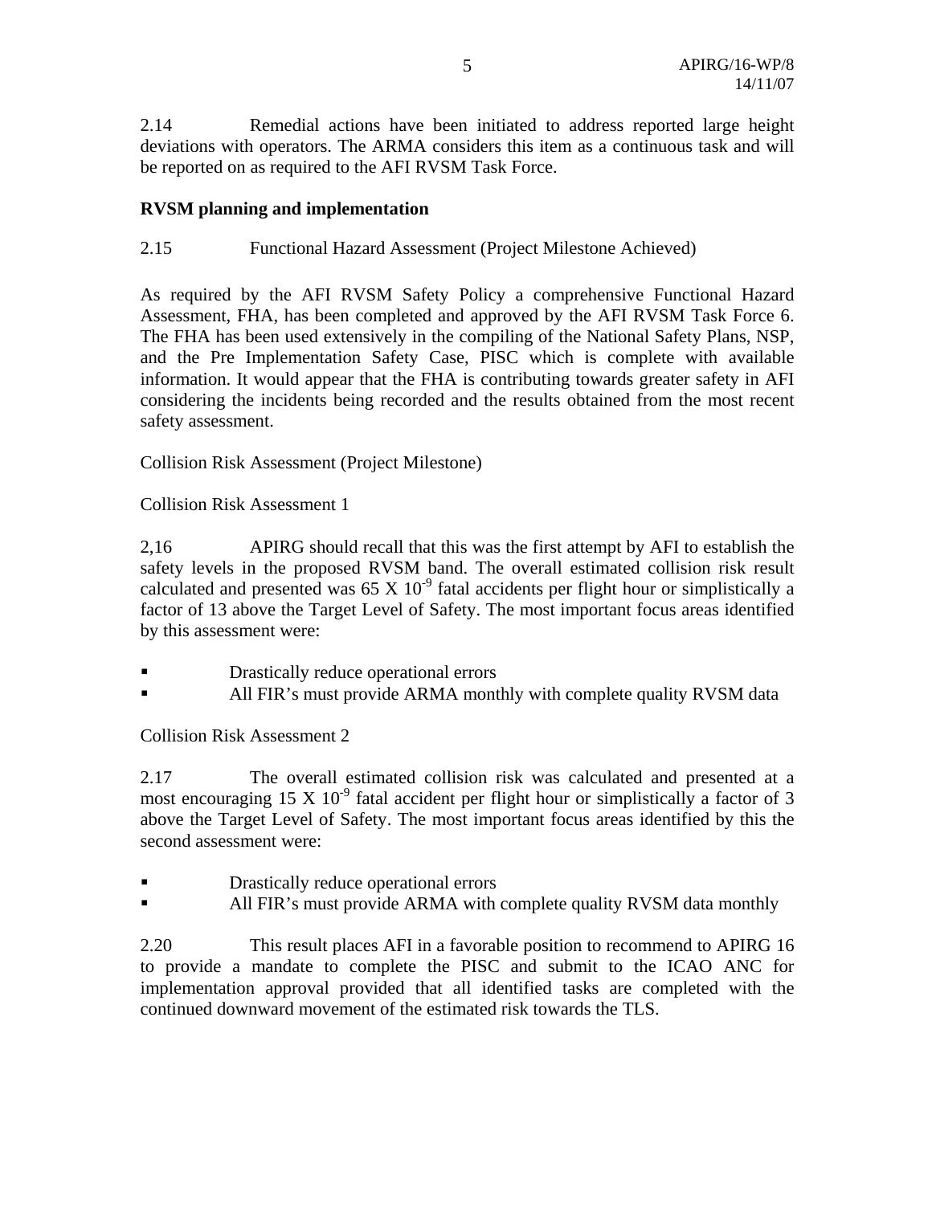2.14 Remedial actions have been initiated to address reported large height deviations with operators. The ARMA considers this item as a continuous task and will be reported on as required to the AFI RVSM Task Force.

**RVSM planning and implementation**

2.15 Functional Hazard Assessment (Project Milestone Achieved)

As required by the AFI RVSM Safety Policy a comprehensive Functional Hazard Assessment, FHA, has been completed and approved by the AFI RVSM Task Force 6. The FHA has been used extensively in the compiling of the National Safety Plans, NSP, and the Pre Implementation Safety Case, PISC which is complete with available information. It would appear that the FHA is contributing towards greater safety in AFI considering the incidents being recorded and the results obtained from the most recent safety assessment.

Collision Risk Assessment (Project Milestone)

Collision Risk Assessment 1

2,16 APIRG should recall that this was the first attempt by AFI to establish the safety levels in the proposed RVSM band. The overall estimated collision risk result calculated and presented was $65 \text{ X } 10^{-9}$ fatal accidents per flight hour or simplistically a factor of 13 above the Target Level of Safety. The most important focus areas identified by this assessment were:

- Drastically reduce operational errors
- All FIR's must provide ARMA monthly with complete quality RVSM data

Collision Risk Assessment 2

2.17 The overall estimated collision risk was calculated and presented at a most encouraging $15 \text{ X } 10^{-9}$ fatal accident per flight hour or simplistically a factor of 3 above the Target Level of Safety. The most important focus areas identified by this the second assessment were:

- Drastically reduce operational errors
- All FIR's must provide ARMA with complete quality RVSM data monthly

2.20 This result places AFI in a favorable position to recommend to APIRG 16 to provide a mandate to complete the PISC and submit to the ICAO ANC for implementation approval provided that all identified tasks are completed with the continued downward movement of the estimated risk towards the TLS.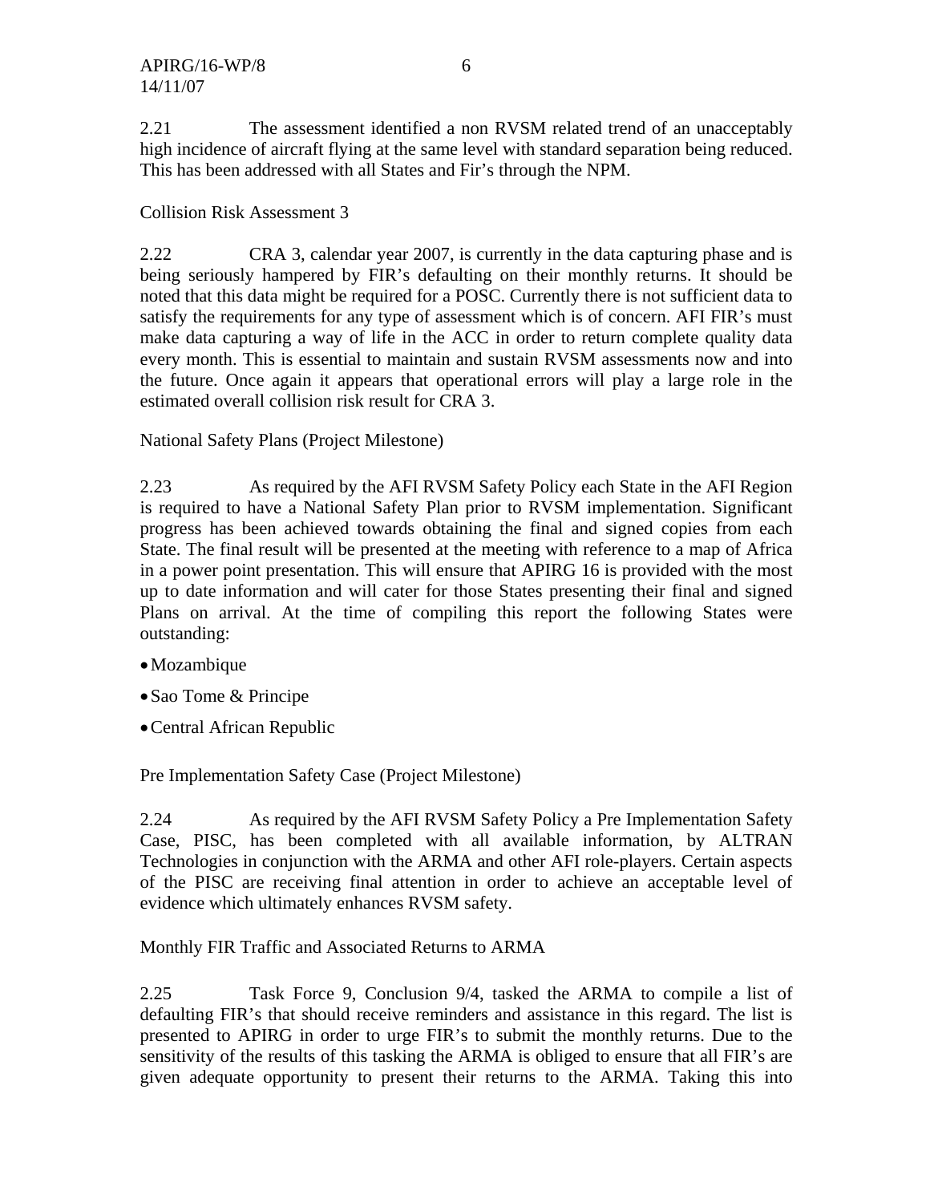2.21 The assessment identified a non RVSM related trend of an unacceptably high incidence of aircraft flying at the same level with standard separation being reduced. This has been addressed with all States and Fir's through the NPM.

Collision Risk Assessment 3

2.22 CRA 3, calendar year 2007, is currently in the data capturing phase and is being seriously hampered by FIR's defaulting on their monthly returns. It should be noted that this data might be required for a POSC. Currently there is not sufficient data to satisfy the requirements for any type of assessment which is of concern. AFI FIR's must make data capturing a way of life in the ACC in order to return complete quality data every month. This is essential to maintain and sustain RVSM assessments now and into the future. Once again it appears that operational errors will play a large role in the estimated overall collision risk result for CRA 3.

National Safety Plans (Project Milestone)

2.23 As required by the AFI RVSM Safety Policy each State in the AFI Region is required to have a National Safety Plan prior to RVSM implementation. Significant progress has been achieved towards obtaining the final and signed copies from each State. The final result will be presented at the meeting with reference to a map of Africa in a power point presentation. This will ensure that APIRG 16 is provided with the most up to date information and will cater for those States presenting their final and signed Plans on arrival. At the time of compiling this report the following States were outstanding:

- Mozambique
- Sao Tome & Principe
- Central African Republic

Pre Implementation Safety Case (Project Milestone)

2.24 As required by the AFI RVSM Safety Policy a Pre Implementation Safety Case, PISC, has been completed with all available information, by ALTRAN Technologies in conjunction with the ARMA and other AFI role-players. Certain aspects of the PISC are receiving final attention in order to achieve an acceptable level of evidence which ultimately enhances RVSM safety.

Monthly FIR Traffic and Associated Returns to ARMA

2.25 Task Force 9, Conclusion 9/4, tasked the ARMA to compile a list of defaulting FIR's that should receive reminders and assistance in this regard. The list is presented to APIRG in order to urge FIR's to submit the monthly returns. Due to the sensitivity of the results of this tasking the ARMA is obliged to ensure that all FIR's are given adequate opportunity to present their returns to the ARMA. Taking this into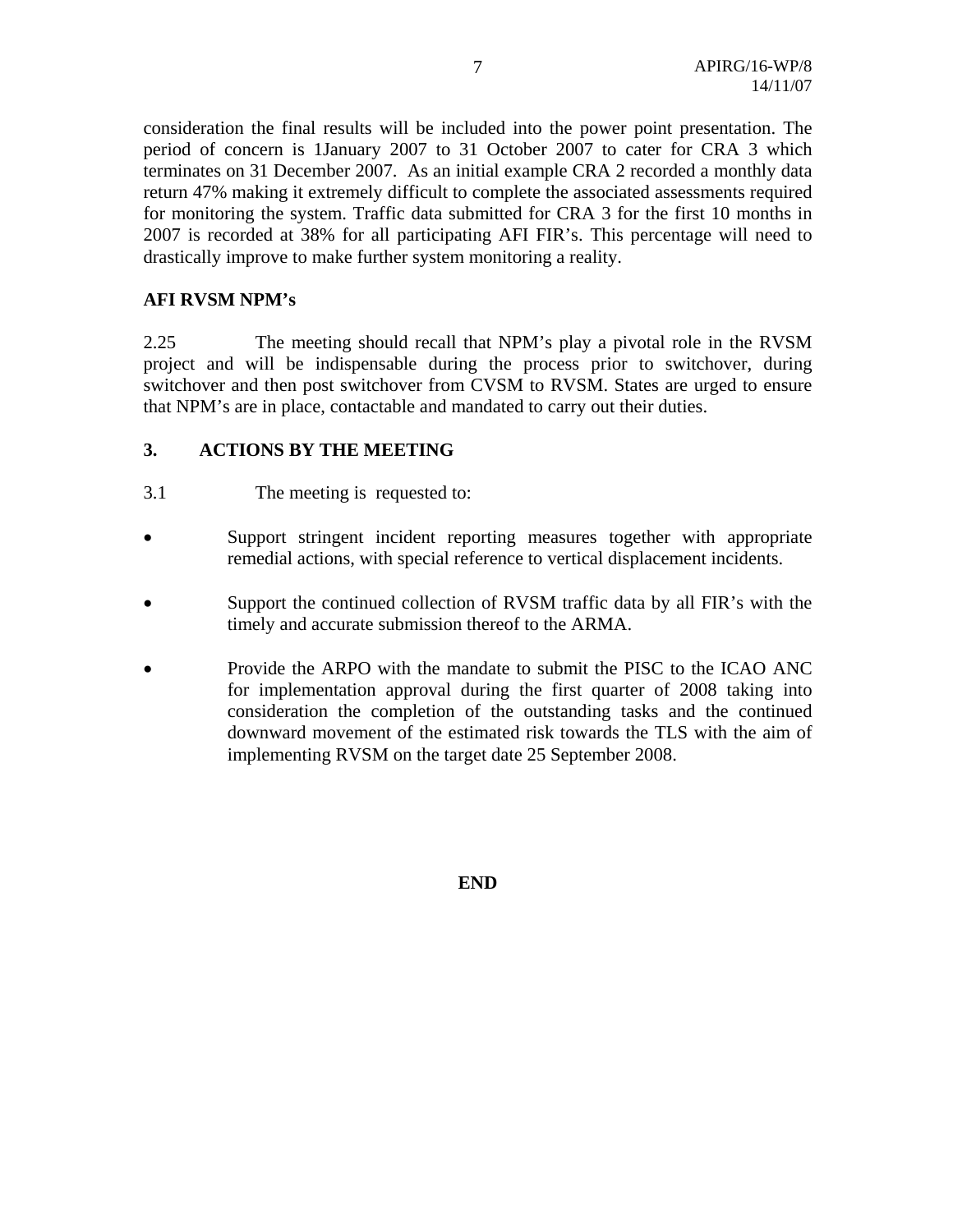consideration the final results will be included into the power point presentation. The period of concern is 1January 2007 to 31 October 2007 to cater for CRA 3 which terminates on 31 December 2007. As an initial example CRA 2 recorded a monthly data return 47% making it extremely difficult to complete the associated assessments required for monitoring the system. Traffic data submitted for CRA 3 for the first 10 months in 2007 is recorded at 38% for all participating AFI FIR's. This percentage will need to drastically improve to make further system monitoring a reality.

**AFI RVSM NPM's**

2.25 The meeting should recall that NPM's play a pivotal role in the RVSM project and will be indispensable during the process prior to switchover, during switchover and then post switchover from CVSM to RVSM. States are urged to ensure that NPM's are in place, contactable and mandated to carry out their duties.

## 3. ACTIONS BY THE MEETING

3.1 The meeting is requested to:

- Support stringent incident reporting measures together with appropriate remedial actions, with special reference to vertical displacement incidents.
- Support the continued collection of RVSM traffic data by all FIR's with the timely and accurate submission thereof to the ARMA.
- Provide the ARPO with the mandate to submit the PISC to the ICAO ANC for implementation approval during the first quarter of 2008 taking into consideration the completion of the outstanding tasks and the continued downward movement of the estimated risk towards the TLS with the aim of implementing RVSM on the target date 25 September 2008.

**END**